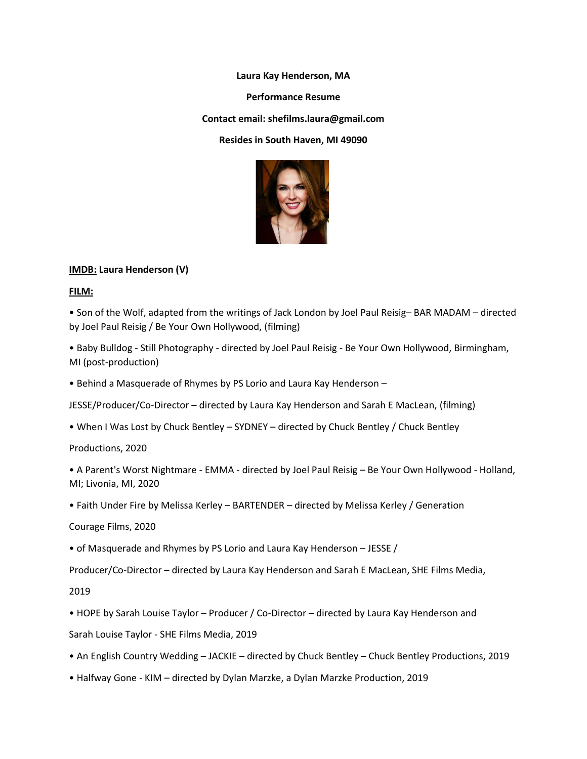**Laura Kay Henderson, MA**

**Performance Resume**

**Contact email: shefilms.laura@gmail.com**

**Resides in South Haven, MI 49090**

**IMDB: Laura Henderson (V)**

**FILM:**

• Son of the Wolf, adapted from the writings of Jack London by Joel Paul Reisig– BAR MADAM – directed by Joel Paul Reisig / Be Your Own Hollywood, (filming)

• Baby Bulldog - Still Photography - directed by Joel Paul Reisig - Be Your Own Hollywood, Birmingham, MI (post-production)

• Behind a Masquerade of Rhymes by PS Lorio and Laura Kay Henderson – JESSE/Producer/Co-Director – directed by Laura Kay Henderson and Sarah E MacLean, (filming)

• When I Was Lost by Chuck Bentley – SYDNEY – directed by Chuck Bentley / Chuck Bentley Productions, 2020

• A Parent's Worst Nightmare - EMMA - directed by Joel Paul Reisig – Be Your Own Hollywood - Holland, MI; Livonia, MI, 2020

• Faith Under Fire by Melissa Kerley – BARTENDER – directed by Melissa Kerley / Generation Courage Films, 2020

• of Masquerade and Rhymes by PS Lorio and Laura Kay Henderson – JESSE / Producer/Co-Director – directed by Laura Kay Henderson and Sarah E MacLean, SHE Films Media, 2019

• HOPE by Sarah Louise Taylor – Producer / Co-Director – directed by Laura Kay Henderson and Sarah Louise Taylor - SHE Films Media, 2019

• An English Country Wedding – JACKIE – directed by Chuck Bentley – Chuck Bentley Productions, 2019

• Halfway Gone - KIM – directed by Dylan Marzke, a Dylan Marzke Production, 2019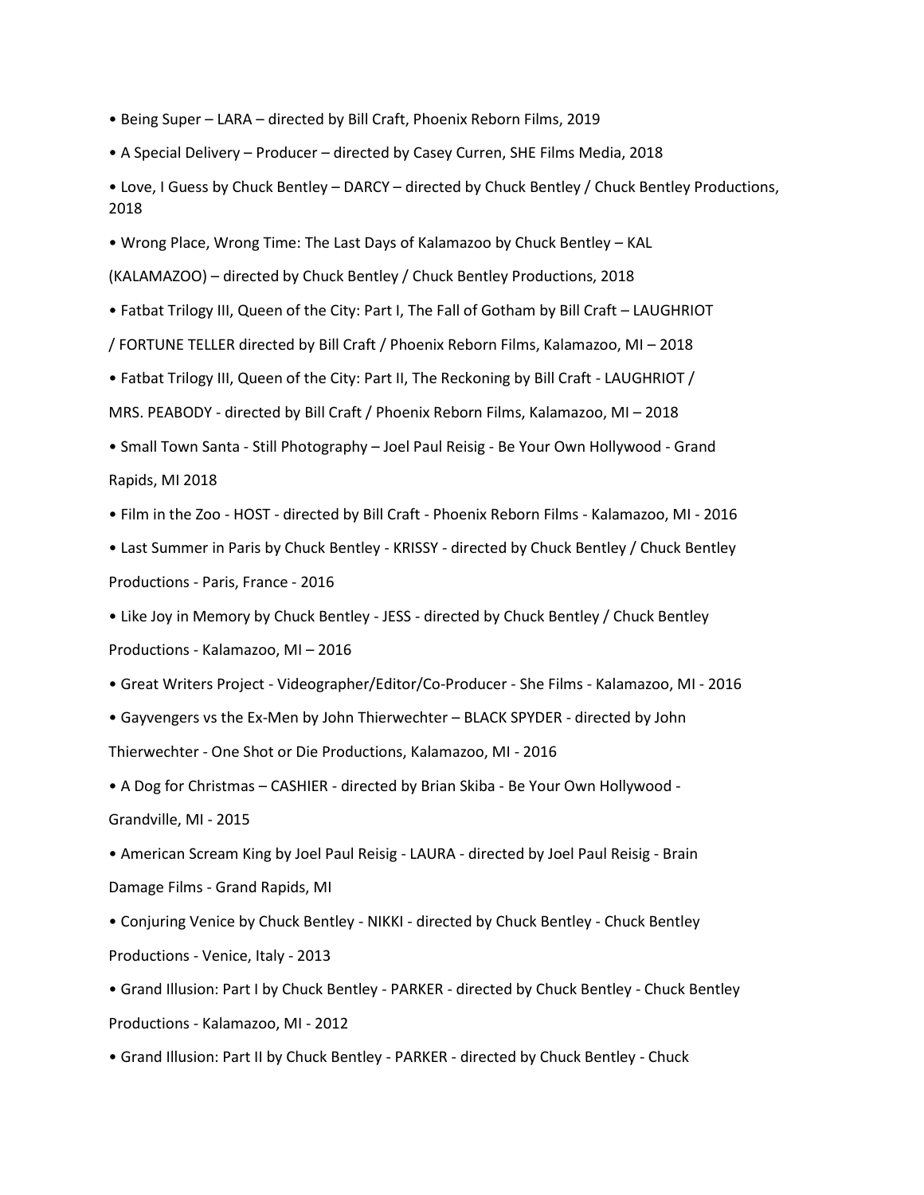- Being Super – LARA – directed by Bill Craft, Phoenix Reborn Films, 2019
- A Special Delivery – Producer – directed by Casey Curren, SHE Films Media, 2018
- Love, I Guess by Chuck Bentley – DARCY – directed by Chuck Bentley / Chuck Bentley Productions, 2018
- Wrong Place, Wrong Time: The Last Days of Kalamazoo by Chuck Bentley – KAL (KALAMAZOO) – directed by Chuck Bentley / Chuck Bentley Productions, 2018
- Fatbat Trilogy III, Queen of the City: Part I, The Fall of Gotham by Bill Craft – LAUGHRIOT / FORTUNE TELLER directed by Bill Craft / Phoenix Reborn Films, Kalamazoo, MI – 2018
- Fatbat Trilogy III, Queen of the City: Part II, The Reckoning by Bill Craft - LAUGHRIOT / MRS. PEABODY - directed by Bill Craft / Phoenix Reborn Films, Kalamazoo, MI – 2018
- Small Town Santa - Still Photography – Joel Paul Reisig - Be Your Own Hollywood - Grand Rapids, MI 2018
- Film in the Zoo - HOST - directed by Bill Craft - Phoenix Reborn Films - Kalamazoo, MI - 2016
- Last Summer in Paris by Chuck Bentley - KRISSY - directed by Chuck Bentley / Chuck Bentley Productions - Paris, France - 2016
- Like Joy in Memory by Chuck Bentley - JESS - directed by Chuck Bentley / Chuck Bentley Productions - Kalamazoo, MI – 2016
- Great Writers Project - Videographer/Editor/Co-Producer - She Films - Kalamazoo, MI - 2016
- Gayvengers vs the Ex-Men by John Thierwechter – BLACK SPYDER - directed by John Thierwechter - One Shot or Die Productions, Kalamazoo, MI - 2016
- A Dog for Christmas – CASHIER - directed by Brian Skiba - Be Your Own Hollywood - Grandville, MI - 2015
- American Scream King by Joel Paul Reisig - LAURA - directed by Joel Paul Reisig - Brain Damage Films - Grand Rapids, MI
- Conjuring Venice by Chuck Bentley - NIKKI - directed by Chuck Bentley - Chuck Bentley Productions - Venice, Italy - 2013
- Grand Illusion: Part I by Chuck Bentley - PARKER - directed by Chuck Bentley - Chuck Bentley Productions - Kalamazoo, MI - 2012
- Grand Illusion: Part II by Chuck Bentley - PARKER - directed by Chuck Bentley - Chuck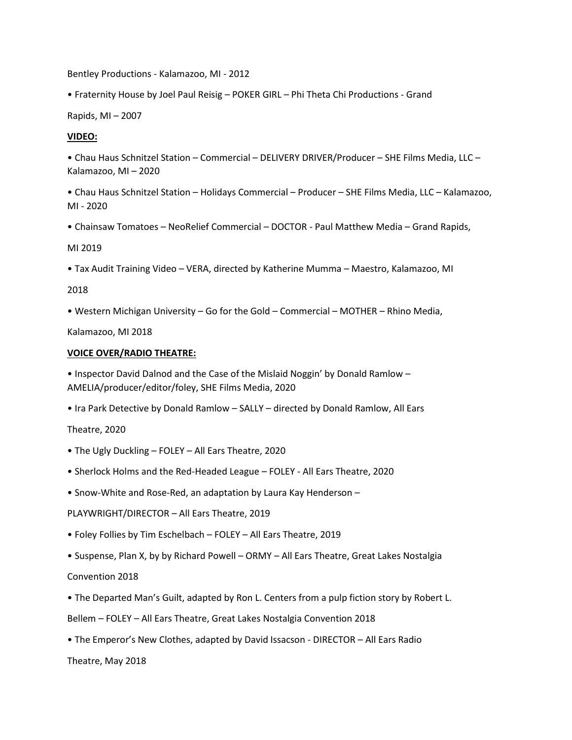Bentley Productions - Kalamazoo, MI - 2012

- Fraternity House by Joel Paul Reisig – POKER GIRL – Phi Theta Chi Productions - Grand Rapids, MI – 2007

**VIDEO:**

- Chau Haus Schnitzel Station – Commercial – DELIVERY DRIVER/Producer – SHE Films Media, LLC – Kalamazoo, MI – 2020
- Chau Haus Schnitzel Station – Holidays Commercial – Producer – SHE Films Media, LLC – Kalamazoo, MI - 2020
- Chainsaw Tomatoes – NeoRelief Commercial – DOCTOR - Paul Matthew Media – Grand Rapids, MI 2019
- Tax Audit Training Video – VERA, directed by Katherine Mumma – Maestro, Kalamazoo, MI 2018
- Western Michigan University – Go for the Gold – Commercial – MOTHER – Rhino Media, Kalamazoo, MI 2018

**VOICE OVER/RADIO THEATRE:**

- Inspector David Dalnod and the Case of the Mislaid Noggin' by Donald Ramlow – AMELIA/producer/editor/foley, SHE Films Media, 2020
- Ira Park Detective by Donald Ramlow – SALLY – directed by Donald Ramlow, All Ears Theatre, 2020
- The Ugly Duckling – FOLEY – All Ears Theatre, 2020
- Sherlock Holms and the Red-Headed League – FOLEY - All Ears Theatre, 2020
- Snow-White and Rose-Red, an adaptation by Laura Kay Henderson – PLAYWRIGHT/DIRECTOR – All Ears Theatre, 2019
- Foley Follies by Tim Eschelbach – FOLEY – All Ears Theatre, 2019
- Suspense, Plan X, by by Richard Powell – ORMY – All Ears Theatre, Great Lakes Nostalgia Convention 2018
- The Departed Man's Guilt, adapted by Ron L. Centers from a pulp fiction story by Robert L. Bellem – FOLEY – All Ears Theatre, Great Lakes Nostalgia Convention 2018
- The Emperor's New Clothes, adapted by David Issacson - DIRECTOR – All Ears Radio Theatre, May 2018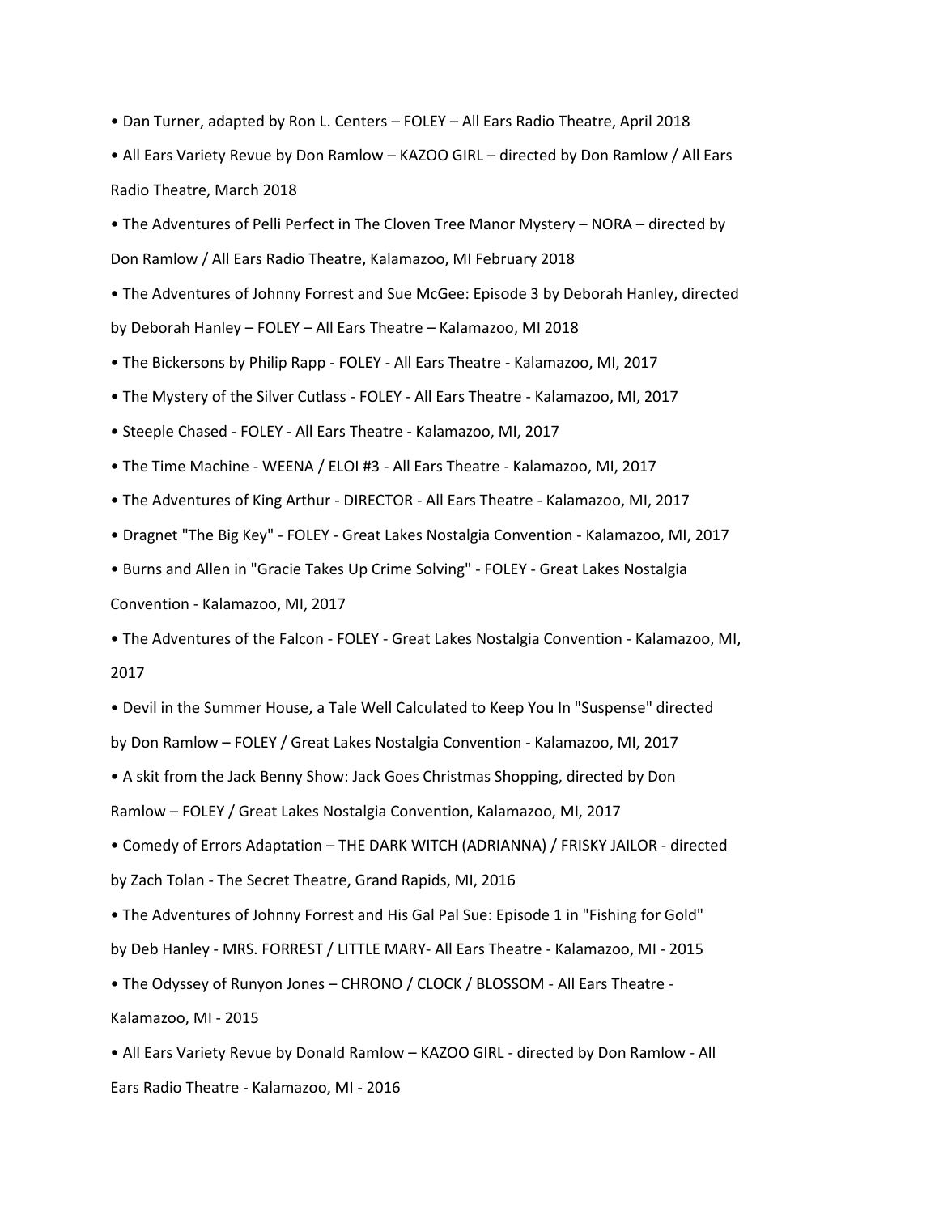- Dan Turner, adapted by Ron L. Centers – FOLEY – All Ears Radio Theatre, April 2018
- All Ears Variety Revue by Don Ramlow – KAZOO GIRL – directed by Don Ramlow / All Ears Radio Theatre, March 2018
- The Adventures of Pelli Perfect in The Cloven Tree Manor Mystery – NORA – directed by Don Ramlow / All Ears Radio Theatre, Kalamazoo, MI February 2018
- The Adventures of Johnny Forrest and Sue McGee: Episode 3 by Deborah Hanley, directed by Deborah Hanley – FOLEY – All Ears Theatre – Kalamazoo, MI 2018
- The Bickersons by Philip Rapp - FOLEY - All Ears Theatre - Kalamazoo, MI, 2017
- The Mystery of the Silver Cutlass - FOLEY - All Ears Theatre - Kalamazoo, MI, 2017
- Steeple Chased - FOLEY - All Ears Theatre - Kalamazoo, MI, 2017
- The Time Machine - WEENA / ELOI #3 - All Ears Theatre - Kalamazoo, MI, 2017
- The Adventures of King Arthur - DIRECTOR - All Ears Theatre - Kalamazoo, MI, 2017
- Dragnet "The Big Key" - FOLEY - Great Lakes Nostalgia Convention - Kalamazoo, MI, 2017
- Burns and Allen in "Gracie Takes Up Crime Solving" - FOLEY - Great Lakes Nostalgia Convention - Kalamazoo, MI, 2017
- The Adventures of the Falcon - FOLEY - Great Lakes Nostalgia Convention - Kalamazoo, MI, 2017
- Devil in the Summer House, a Tale Well Calculated to Keep You In "Suspense" directed by Don Ramlow – FOLEY / Great Lakes Nostalgia Convention - Kalamazoo, MI, 2017
- A skit from the Jack Benny Show: Jack Goes Christmas Shopping, directed by Don Ramlow – FOLEY / Great Lakes Nostalgia Convention, Kalamazoo, MI, 2017
- Comedy of Errors Adaptation – THE DARK WITCH (ADRIANNA) / FRISKY JAILOR - directed by Zach Tolan - The Secret Theatre, Grand Rapids, MI, 2016
- The Adventures of Johnny Forrest and His Gal Pal Sue: Episode 1 in "Fishing for Gold" by Deb Hanley - MRS. FORREST / LITTLE MARY- All Ears Theatre - Kalamazoo, MI - 2015
- The Odyssey of Runyon Jones – CHRONO / CLOCK / BLOSSOM - All Ears Theatre - Kalamazoo, MI - 2015
- All Ears Variety Revue by Donald Ramlow – KAZOO GIRL - directed by Don Ramlow - All Ears Radio Theatre - Kalamazoo, MI - 2016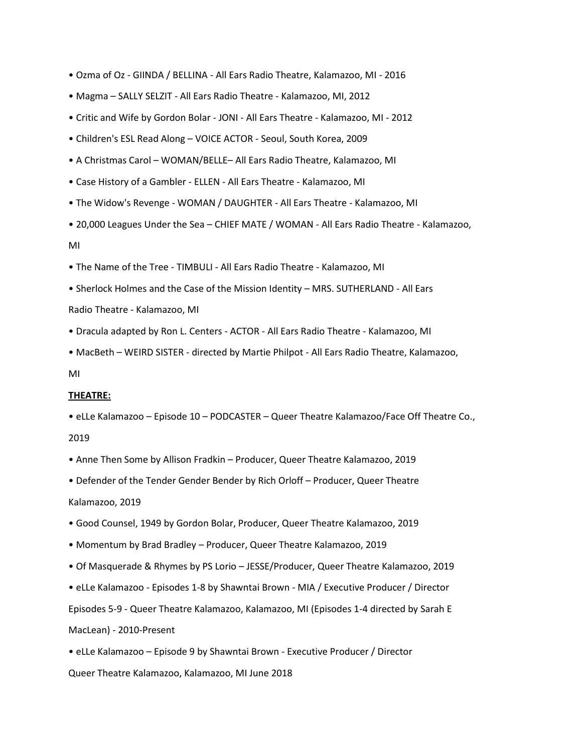- Ozma of Oz - GIINDA / BELLINA - All Ears Radio Theatre, Kalamazoo, MI - 2016
- Magma – SALLY SELZIT - All Ears Radio Theatre - Kalamazoo, MI, 2012
- Critic and Wife by Gordon Bolar - JONI - All Ears Theatre - Kalamazoo, MI - 2012
- Children's ESL Read Along – VOICE ACTOR - Seoul, South Korea, 2009
- A Christmas Carol – WOMAN/BELLE– All Ears Radio Theatre, Kalamazoo, MI
- Case History of a Gambler - ELLEN - All Ears Theatre - Kalamazoo, MI
- The Widow's Revenge - WOMAN / DAUGHTER - All Ears Theatre - Kalamazoo, MI
- 20,000 Leagues Under the Sea – CHIEF MATE / WOMAN - All Ears Radio Theatre - Kalamazoo, MI
- The Name of the Tree - TIMBULI - All Ears Radio Theatre - Kalamazoo, MI
- Sherlock Holmes and the Case of the Mission Identity – MRS. SUTHERLAND - All Ears Radio Theatre - Kalamazoo, MI
- Dracula adapted by Ron L. Centers - ACTOR - All Ears Radio Theatre - Kalamazoo, MI
- MacBeth – WEIRD SISTER - directed by Martie Philpot - All Ears Radio Theatre, Kalamazoo, MI

**THEATRE:**

- eLLe Kalamazoo – Episode 10 – PODCASTER – Queer Theatre Kalamazoo/Face Off Theatre Co., 2019
- Anne Then Some by Allison Fradkin – Producer, Queer Theatre Kalamazoo, 2019
- Defender of the Tender Gender Bender by Rich Orloff – Producer, Queer Theatre Kalamazoo, 2019
- Good Counsel, 1949 by Gordon Bolar, Producer, Queer Theatre Kalamazoo, 2019
- Momentum by Brad Bradley – Producer, Queer Theatre Kalamazoo, 2019
- Of Masquerade & Rhymes by PS Lorio – JESSE/Producer, Queer Theatre Kalamazoo, 2019
- eLLe Kalamazoo - Episodes 1-8 by Shawntai Brown - MIA / Executive Producer / Director Episodes 5-9 - Queer Theatre Kalamazoo, Kalamazoo, MI (Episodes 1-4 directed by Sarah E MacLean) - 2010-Present
- eLLe Kalamazoo – Episode 9 by Shawntai Brown - Executive Producer / Director Queer Theatre Kalamazoo, Kalamazoo, MI June 2018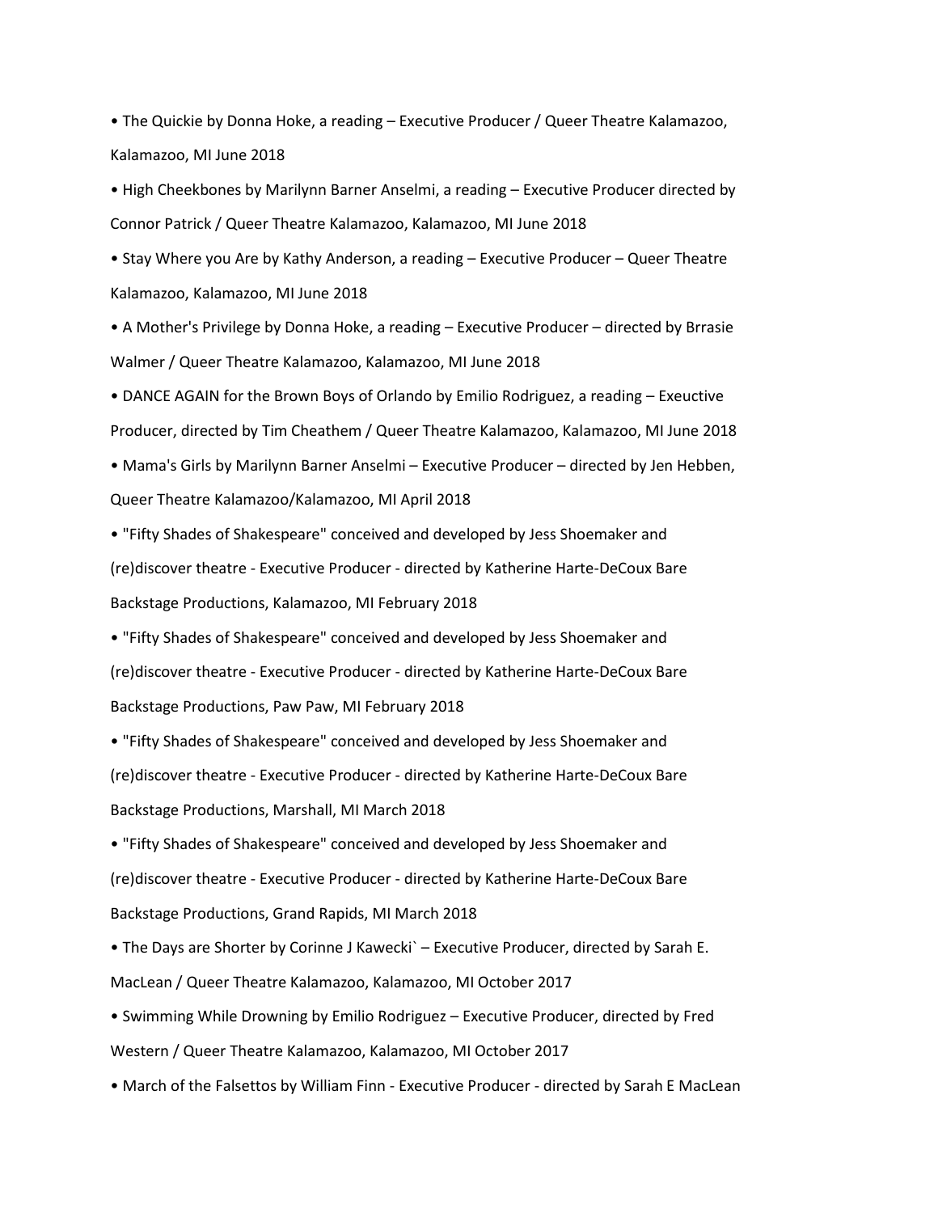- The Quickie by Donna Hoke, a reading – Executive Producer / Queer Theatre Kalamazoo, Kalamazoo, MI June 2018
- High Cheekbones by Marilynn Barner Anselmi, a reading – Executive Producer directed by Connor Patrick / Queer Theatre Kalamazoo, Kalamazoo, MI June 2018
- Stay Where you Are by Kathy Anderson, a reading – Executive Producer – Queer Theatre Kalamazoo, Kalamazoo, MI June 2018
- A Mother's Privilege by Donna Hoke, a reading – Executive Producer – directed by Brrasie Walmer / Queer Theatre Kalamazoo, Kalamazoo, MI June 2018
- DANCE AGAIN for the Brown Boys of Orlando by Emilio Rodriguez, a reading – Exeuctive Producer, directed by Tim Cheathem / Queer Theatre Kalamazoo, Kalamazoo, MI June 2018
- Mama's Girls by Marilynn Barner Anselmi – Executive Producer – directed by Jen Hebben, Queer Theatre Kalamazoo/Kalamazoo, MI April 2018
- "Fifty Shades of Shakespeare" conceived and developed by Jess Shoemaker and (re)discover theatre - Executive Producer - directed by Katherine Harte-DeCoux Bare Backstage Productions, Kalamazoo, MI February 2018
- "Fifty Shades of Shakespeare" conceived and developed by Jess Shoemaker and (re)discover theatre - Executive Producer - directed by Katherine Harte-DeCoux Bare Backstage Productions, Paw Paw, MI February 2018
- "Fifty Shades of Shakespeare" conceived and developed by Jess Shoemaker and (re)discover theatre - Executive Producer - directed by Katherine Harte-DeCoux Bare Backstage Productions, Marshall, MI March 2018
- "Fifty Shades of Shakespeare" conceived and developed by Jess Shoemaker and (re)discover theatre - Executive Producer - directed by Katherine Harte-DeCoux Bare Backstage Productions, Grand Rapids, MI March 2018
- The Days are Shorter by Corinne J Kawecki` – Executive Producer, directed by Sarah E. MacLean / Queer Theatre Kalamazoo, Kalamazoo, MI October 2017
- Swimming While Drowning by Emilio Rodriguez – Executive Producer, directed by Fred Western / Queer Theatre Kalamazoo, Kalamazoo, MI October 2017
- March of the Falsettos by William Finn - Executive Producer - directed by Sarah E MacLean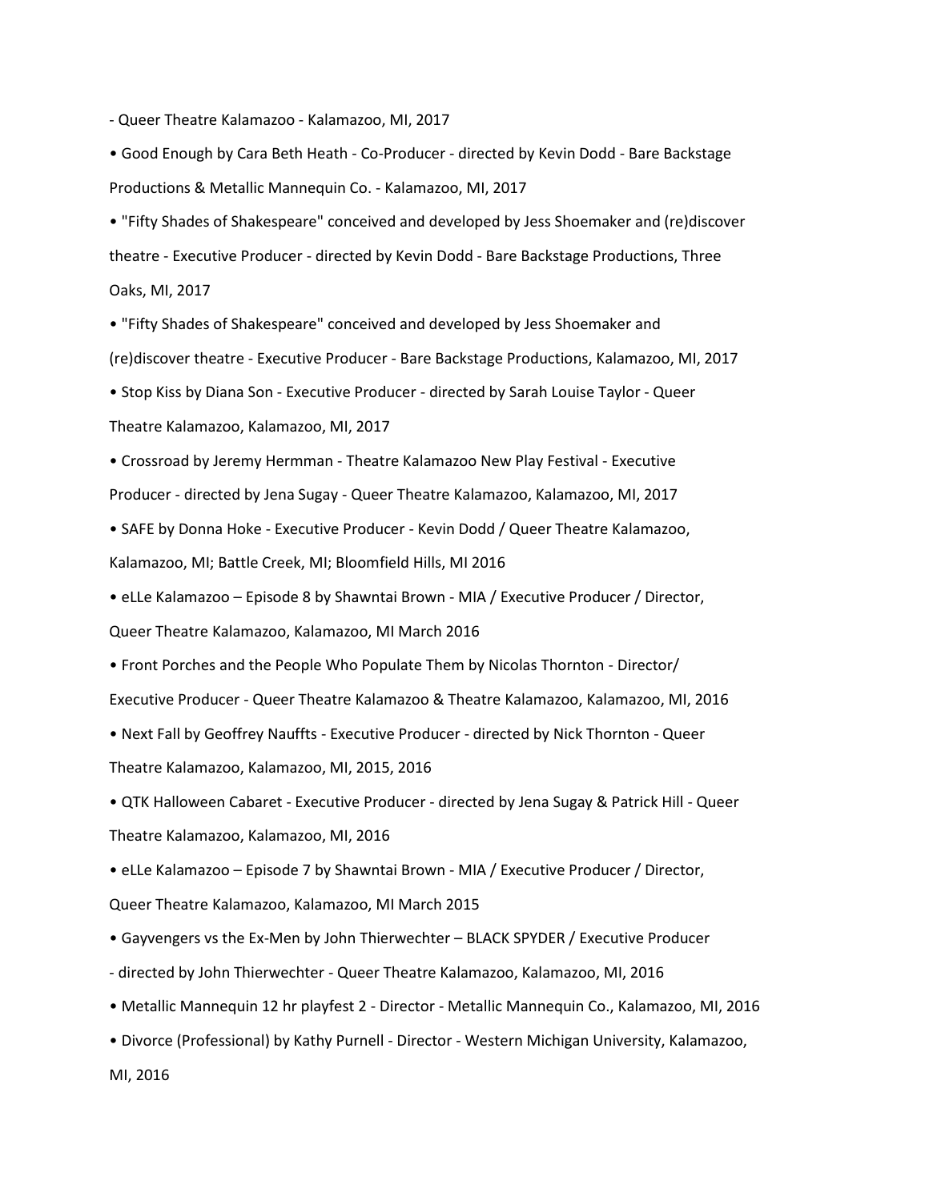- Queer Theatre Kalamazoo - Kalamazoo, MI, 2017

- Good Enough by Cara Beth Heath - Co-Producer - directed by Kevin Dodd - Bare Backstage Productions & Metallic Mannequin Co. - Kalamazoo, MI, 2017
- "Fifty Shades of Shakespeare" conceived and developed by Jess Shoemaker and (re)discover theatre - Executive Producer - directed by Kevin Dodd - Bare Backstage Productions, Three Oaks, MI, 2017
- "Fifty Shades of Shakespeare" conceived and developed by Jess Shoemaker and (re)discover theatre - Executive Producer - Bare Backstage Productions, Kalamazoo, MI, 2017
- Stop Kiss by Diana Son - Executive Producer - directed by Sarah Louise Taylor - Queer Theatre Kalamazoo, Kalamazoo, MI, 2017
- Crossroad by Jeremy Hermman - Theatre Kalamazoo New Play Festival - Executive Producer - directed by Jena Sugay - Queer Theatre Kalamazoo, Kalamazoo, MI, 2017
- SAFE by Donna Hoke - Executive Producer - Kevin Dodd / Queer Theatre Kalamazoo, Kalamazoo, MI; Battle Creek, MI; Bloomfield Hills, MI 2016
- eLLe Kalamazoo – Episode 8 by Shawntai Brown - MIA / Executive Producer / Director, Queer Theatre Kalamazoo, Kalamazoo, MI March 2016
- Front Porches and the People Who Populate Them by Nicolas Thornton - Director/ Executive Producer - Queer Theatre Kalamazoo & Theatre Kalamazoo, Kalamazoo, MI, 2016
- Next Fall by Geoffrey Nauffts - Executive Producer - directed by Nick Thornton - Queer Theatre Kalamazoo, Kalamazoo, MI, 2015, 2016
- QTK Halloween Cabaret - Executive Producer - directed by Jena Sugay & Patrick Hill - Queer Theatre Kalamazoo, Kalamazoo, MI, 2016
- eLLe Kalamazoo – Episode 7 by Shawntai Brown - MIA / Executive Producer / Director, Queer Theatre Kalamazoo, Kalamazoo, MI March 2015
- Gayvengers vs the Ex-Men by John Thierwechter – BLACK SPYDER / Executive Producer - directed by John Thierwechter - Queer Theatre Kalamazoo, Kalamazoo, MI, 2016
- Metallic Mannequin 12 hr playfest 2 - Director - Metallic Mannequin Co., Kalamazoo, MI, 2016
- Divorce (Professional) by Kathy Purnell - Director - Western Michigan University, Kalamazoo, MI, 2016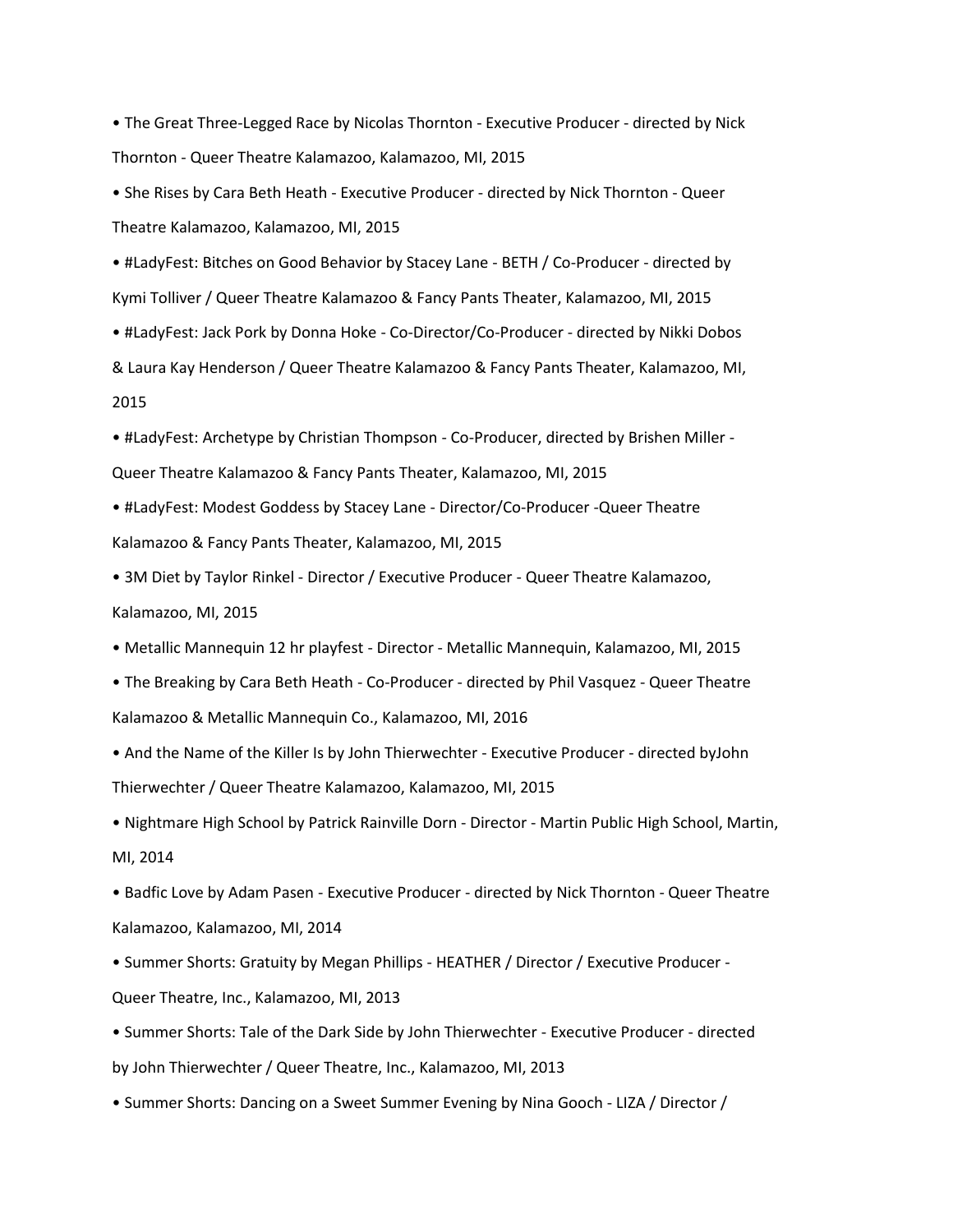- The Great Three-Legged Race by Nicolas Thornton - Executive Producer - directed by Nick Thornton - Queer Theatre Kalamazoo, Kalamazoo, MI, 2015
- She Rises by Cara Beth Heath - Executive Producer - directed by Nick Thornton - Queer Theatre Kalamazoo, Kalamazoo, MI, 2015
- #LadyFest: Bitches on Good Behavior by Stacey Lane - BETH / Co-Producer - directed by Kymi Tolliver / Queer Theatre Kalamazoo & Fancy Pants Theater, Kalamazoo, MI, 2015
- #LadyFest: Jack Pork by Donna Hoke - Co-Director/Co-Producer - directed by Nikki Dobos & Laura Kay Henderson / Queer Theatre Kalamazoo & Fancy Pants Theater, Kalamazoo, MI, 2015
- #LadyFest: Archetype by Christian Thompson - Co-Producer, directed by Brishen Miller - Queer Theatre Kalamazoo & Fancy Pants Theater, Kalamazoo, MI, 2015
- #LadyFest: Modest Goddess by Stacey Lane - Director/Co-Producer -Queer Theatre Kalamazoo & Fancy Pants Theater, Kalamazoo, MI, 2015
- 3M Diet by Taylor Rinkel - Director / Executive Producer - Queer Theatre Kalamazoo, Kalamazoo, MI, 2015
- Metallic Mannequin 12 hr playfest - Director - Metallic Mannequin, Kalamazoo, MI, 2015
- The Breaking by Cara Beth Heath - Co-Producer - directed by Phil Vasquez - Queer Theatre Kalamazoo & Metallic Mannequin Co., Kalamazoo, MI, 2016
- And the Name of the Killer Is by John Thierwechter - Executive Producer - directed byJohn Thierwechter / Queer Theatre Kalamazoo, Kalamazoo, MI, 2015
- Nightmare High School by Patrick Rainville Dorn - Director - Martin Public High School, Martin, MI, 2014
- Badfic Love by Adam Pasen - Executive Producer - directed by Nick Thornton - Queer Theatre Kalamazoo, Kalamazoo, MI, 2014
- Summer Shorts: Gratuity by Megan Phillips - HEATHER / Director / Executive Producer - Queer Theatre, Inc., Kalamazoo, MI, 2013
- Summer Shorts: Tale of the Dark Side by John Thierwechter - Executive Producer - directed by John Thierwechter / Queer Theatre, Inc., Kalamazoo, MI, 2013
- Summer Shorts: Dancing on a Sweet Summer Evening by Nina Gooch - LIZA / Director /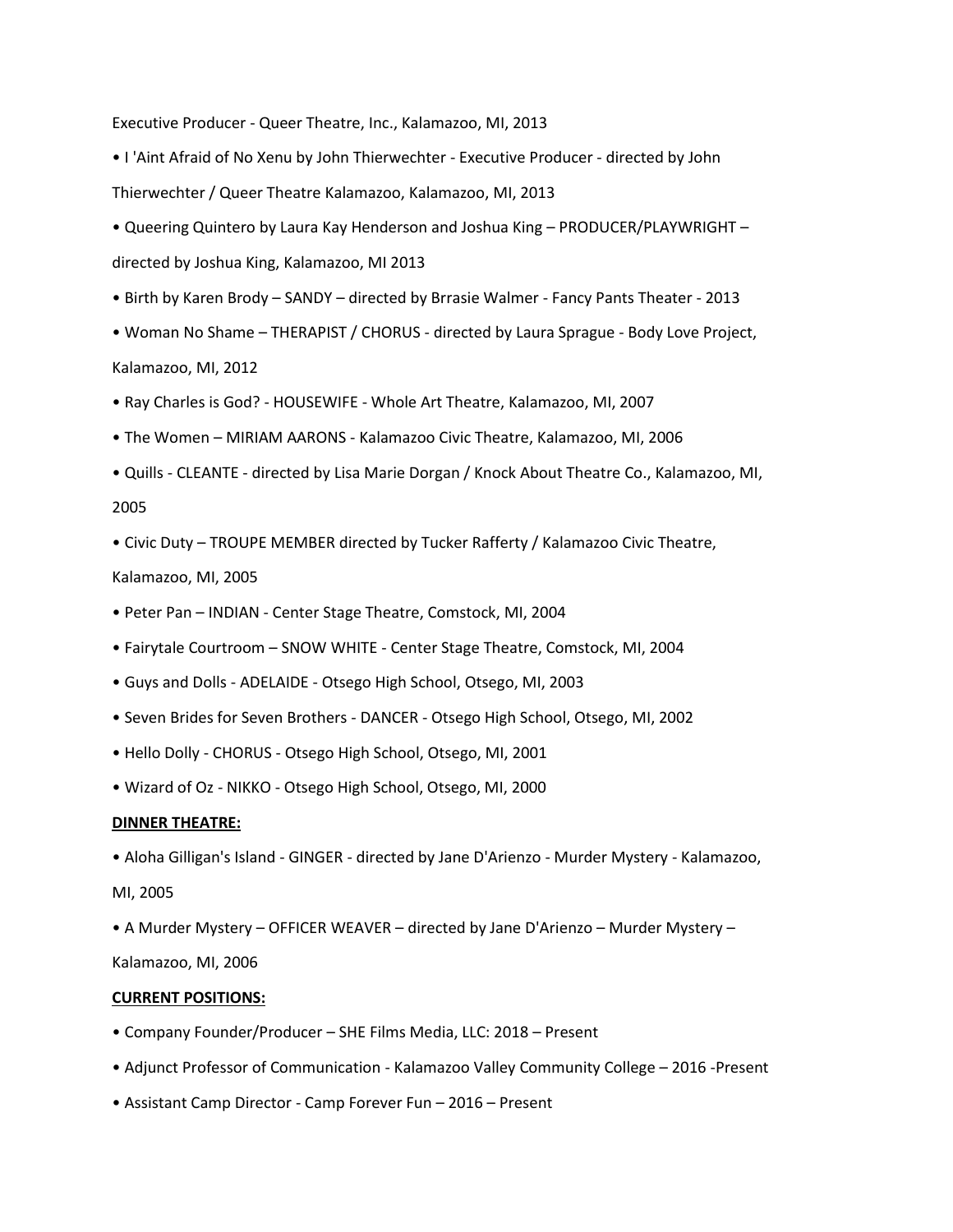Executive Producer - Queer Theatre, Inc., Kalamazoo, MI, 2013

- I 'Aint Afraid of No Xenu by John Thierwechter - Executive Producer - directed by John Thierwechter / Queer Theatre Kalamazoo, Kalamazoo, MI, 2013
- Queering Quintero by Laura Kay Henderson and Joshua King – PRODUCER/PLAYWRIGHT – directed by Joshua King, Kalamazoo, MI 2013
- Birth by Karen Brody – SANDY – directed by Brrasie Walmer - Fancy Pants Theater - 2013
- Woman No Shame – THERAPIST / CHORUS - directed by Laura Sprague - Body Love Project, Kalamazoo, MI, 2012
- Ray Charles is God? - HOUSEWIFE - Whole Art Theatre, Kalamazoo, MI, 2007
- The Women – MIRIAM AARONS - Kalamazoo Civic Theatre, Kalamazoo, MI, 2006
- Quills - CLEANTE - directed by Lisa Marie Dorgan / Knock About Theatre Co., Kalamazoo, MI, 2005
- Civic Duty – TROUPE MEMBER directed by Tucker Rafferty / Kalamazoo Civic Theatre, Kalamazoo, MI, 2005
- Peter Pan – INDIAN - Center Stage Theatre, Comstock, MI, 2004
- Fairytale Courtroom – SNOW WHITE - Center Stage Theatre, Comstock, MI, 2004
- Guys and Dolls - ADELAIDE - Otsego High School, Otsego, MI, 2003
- Seven Brides for Seven Brothers - DANCER - Otsego High School, Otsego, MI, 2002
- Hello Dolly - CHORUS - Otsego High School, Otsego, MI, 2001
- Wizard of Oz - NIKKO - Otsego High School, Otsego, MI, 2000

**DINNER THEATRE:**

- Aloha Gilligan's Island - GINGER - directed by Jane D'Arienzo - Murder Mystery - Kalamazoo, MI, 2005
- A Murder Mystery – OFFICER WEAVER – directed by Jane D'Arienzo – Murder Mystery – Kalamazoo, MI, 2006

**CURRENT POSITIONS:**

- Company Founder/Producer – SHE Films Media, LLC: 2018 – Present
- Adjunct Professor of Communication - Kalamazoo Valley Community College – 2016 -Present
- Assistant Camp Director - Camp Forever Fun – 2016 – Present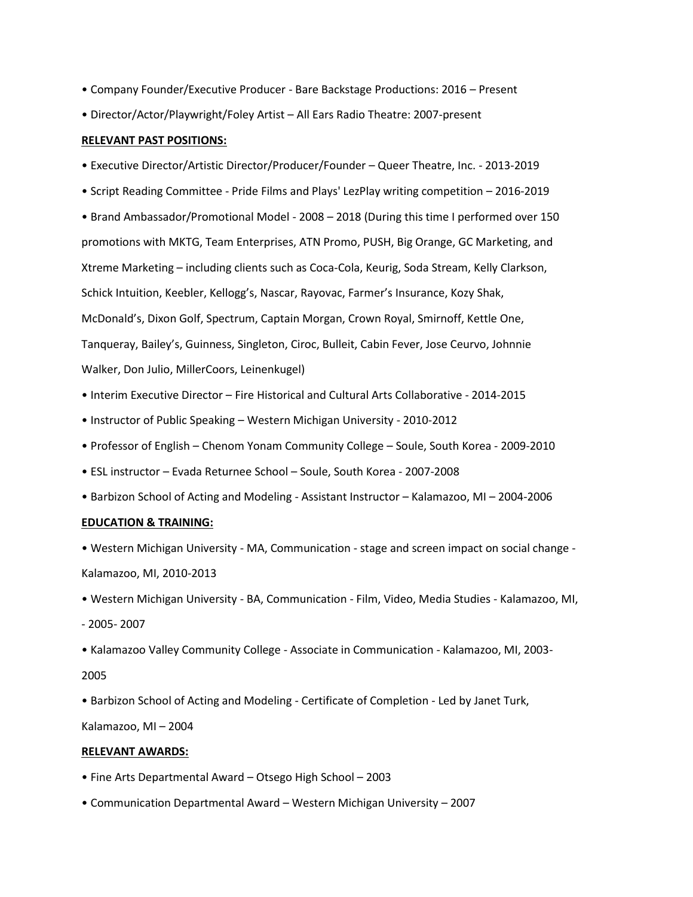- Company Founder/Executive Producer - Bare Backstage Productions: 2016 – Present
- Director/Actor/Playwright/Foley Artist – All Ears Radio Theatre: 2007-present

**RELEVANT PAST POSITIONS:**

- Executive Director/Artistic Director/Producer/Founder – Queer Theatre, Inc. - 2013-2019
- Script Reading Committee - Pride Films and Plays' LezPlay writing competition – 2016-2019
- Brand Ambassador/Promotional Model - 2008 – 2018 (During this time I performed over 150 promotions with MKTG, Team Enterprises, ATN Promo, PUSH, Big Orange, GC Marketing, and Xtreme Marketing – including clients such as Coca-Cola, Keurig, Soda Stream, Kelly Clarkson, Schick Intuition, Keebler, Kellogg's, Nascar, Rayovac, Farmer's Insurance, Kozy Shak, McDonald's, Dixon Golf, Spectrum, Captain Morgan, Crown Royal, Smirnoff, Kettle One, Tanqueray, Bailey's, Guinness, Singleton, Ciroc, Bulleit, Cabin Fever, Jose Ceurvo, Johnnie Walker, Don Julio, MillerCoors, Leinenkugel)
- Interim Executive Director – Fire Historical and Cultural Arts Collaborative - 2014-2015
- Instructor of Public Speaking – Western Michigan University - 2010-2012
- Professor of English – Chenom Yonam Community College – Soule, South Korea - 2009-2010
- ESL instructor – Evada Returnee School – Soule, South Korea - 2007-2008
- Barbizon School of Acting and Modeling - Assistant Instructor – Kalamazoo, MI – 2004-2006

**EDUCATION & TRAINING:**

- Western Michigan University - MA, Communication - stage and screen impact on social change - Kalamazoo, MI, 2010-2013
- Western Michigan University - BA, Communication - Film, Video, Media Studies - Kalamazoo, MI, - 2005- 2007
- Kalamazoo Valley Community College - Associate in Communication - Kalamazoo, MI, 2003-2005
- Barbizon School of Acting and Modeling - Certificate of Completion - Led by Janet Turk, Kalamazoo, MI – 2004

**RELEVANT AWARDS:**

- Fine Arts Departmental Award – Otsego High School – 2003
- Communication Departmental Award – Western Michigan University – 2007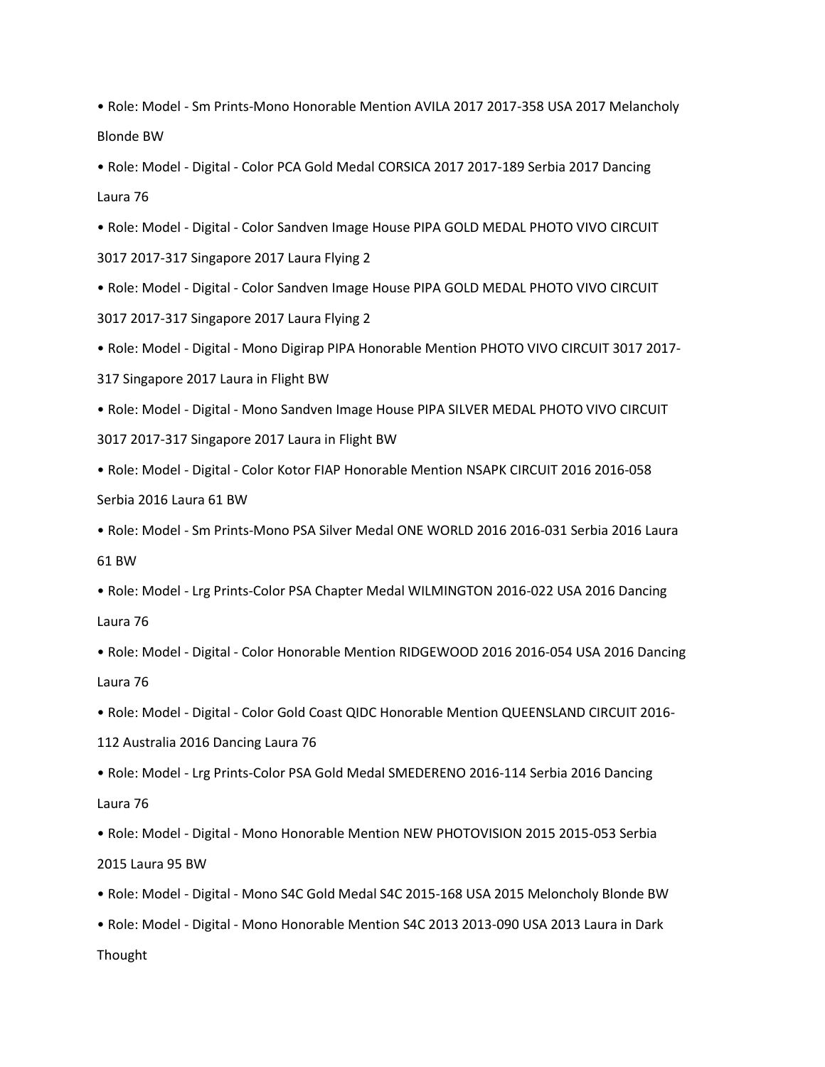- Role: Model - Sm Prints-Mono Honorable Mention AVILA 2017 2017-358 USA 2017 Melancholy Blonde BW
- Role: Model - Digital - Color PCA Gold Medal CORSICA 2017 2017-189 Serbia 2017 Dancing Laura 76
- Role: Model - Digital - Color Sandven Image House PIPA GOLD MEDAL PHOTO VIVO CIRCUIT 3017 2017-317 Singapore 2017 Laura Flying 2
- Role: Model - Digital - Color Sandven Image House PIPA GOLD MEDAL PHOTO VIVO CIRCUIT 3017 2017-317 Singapore 2017 Laura Flying 2
- Role: Model - Digital - Mono Digirap PIPA Honorable Mention PHOTO VIVO CIRCUIT 3017 2017-317 Singapore 2017 Laura in Flight BW
- Role: Model - Digital - Mono Sandven Image House PIPA SILVER MEDAL PHOTO VIVO CIRCUIT 3017 2017-317 Singapore 2017 Laura in Flight BW
- Role: Model - Digital - Color Kotor FIAP Honorable Mention NSAPK CIRCUIT 2016 2016-058 Serbia 2016 Laura 61 BW
- Role: Model - Sm Prints-Mono PSA Silver Medal ONE WORLD 2016 2016-031 Serbia 2016 Laura 61 BW
- Role: Model - Lrg Prints-Color PSA Chapter Medal WILMINGTON 2016-022 USA 2016 Dancing Laura 76
- Role: Model - Digital - Color Honorable Mention RIDGEWOOD 2016 2016-054 USA 2016 Dancing Laura 76
- Role: Model - Digital - Color Gold Coast QIDC Honorable Mention QUEENSLAND CIRCUIT 2016-112 Australia 2016 Dancing Laura 76
- Role: Model - Lrg Prints-Color PSA Gold Medal SMEDERENO 2016-114 Serbia 2016 Dancing Laura 76
- Role: Model - Digital - Mono Honorable Mention NEW PHOTOVISION 2015 2015-053 Serbia 2015 Laura 95 BW
- Role: Model - Digital - Mono S4C Gold Medal S4C 2015-168 USA 2015 Meloncholy Blonde BW
- Role: Model - Digital - Mono Honorable Mention S4C 2013 2013-090 USA 2013 Laura in Dark Thought